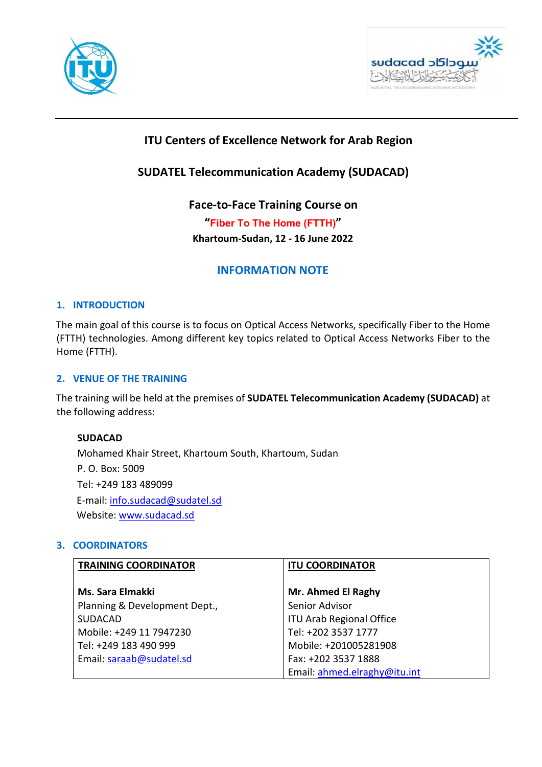# ITU Centers of Excellence Network for Arab Region

## SUDATEL Telecommunication Academy (SUDACAD)

### Face-to-Face Training Course on

**"Fiber To The Home (FTTH)"**

**Khartoum-Sudan, 12 - 16 June 2022**

## INFORMATION NOTE

### 1. INTRODUCTION

The main goal of this course is to focus on Optical Access Networks, specifically Fiber to the Home (FTTH) technologies. Among different key topics related to Optical Access Networks Fiber to the Home (FTTH).

### 2. VENUE OF THE TRAINING

The training will be held at the premises of **SUDATEL Telecommunication Academy (SUDACAD)** at the following address:

**SUDACAD**
Mohamed Khair Street, Khartoum South, Khartoum, Sudan
P. O. Box: 5009
Tel: +249 183 489099
E-mail: info.sudacad@sudatel.sd
Website: www.sudacad.sd

### 3. COORDINATORS

| TRAINING COORDINATOR | ITU COORDINATOR |
|---|---|
| **Ms. Sara Elmakki**<br>Planning & Development Dept.,<br>SUDACAD<br>Mobile: +249 11 7947230<br>Tel: +249 183 490 999<br>Email: saraab@sudatel.sd | **Mr. Ahmed El Raghy**<br>Senior Advisor<br>ITU Arab Regional Office<br>Tel: +202 3537 1777<br>Mobile: +201005281908<br>Fax: +202 3537 1888<br>Email: ahmed.elraghy@itu.int |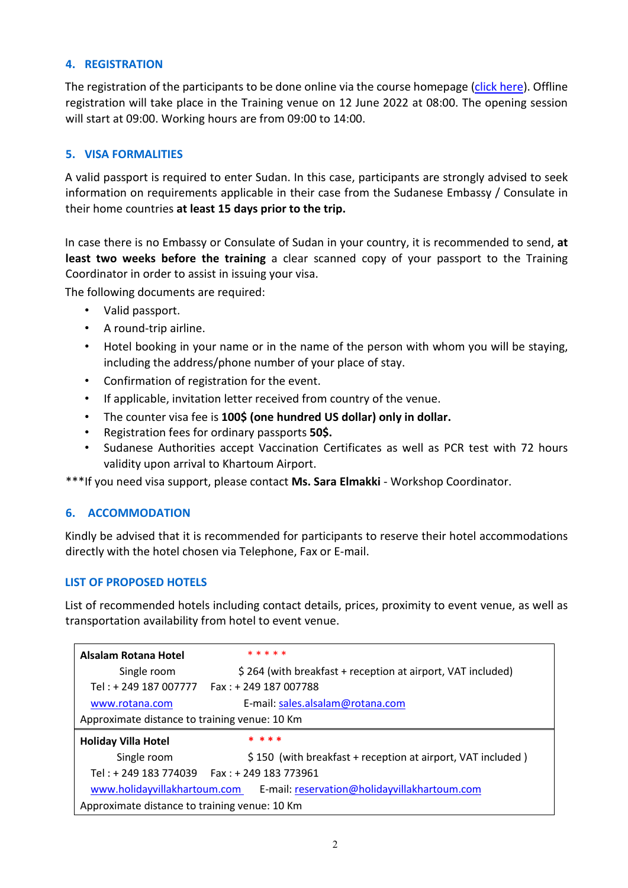## 4. REGISTRATION

The registration of the participants to be done online via the course homepage (click here). Offline registration will take place in the Training venue on 12 June 2022 at 08:00. The opening session will start at 09:00. Working hours are from 09:00 to 14:00.

## 5. VISA FORMALITIES

A valid passport is required to enter Sudan. In this case, participants are strongly advised to seek information on requirements applicable in their case from the Sudanese Embassy / Consulate in their home countries **at least 15 days prior to the trip.**

In case there is no Embassy or Consulate of Sudan in your country, it is recommended to send, **at least two weeks before the training** a clear scanned copy of your passport to the Training Coordinator in order to assist in issuing your visa.

The following documents are required:

- Valid passport.
- A round-trip airline.
- Hotel booking in your name or in the name of the person with whom you will be staying, including the address/phone number of your place of stay.
- Confirmation of registration for the event.
- If applicable, invitation letter received from country of the venue.
- The counter visa fee is **100$ (one hundred US dollar) only in dollar.**
- Registration fees for ordinary passports **50$.**
- Sudanese Authorities accept Vaccination Certificates as well as PCR test with 72 hours validity upon arrival to Khartoum Airport.

***If you need visa support, please contact **Ms. Sara Elmakki** - Workshop Coordinator.

## 6. ACCOMMODATION

Kindly be advised that it is recommended for participants to reserve their hotel accommodations directly with the hotel chosen via Telephone, Fax or E-mail.

### LIST OF PROPOSED HOTELS

List of recommended hotels including contact details, prices, proximity to event venue, as well as transportation availability from hotel to event venue.

| **Alsalam Rotana Hotel** | * * * * * |
|---|---|
| Single room | $ 264 (with breakfast + reception at airport, VAT included) |
| Tel : + 249 187 007777 | Fax : + 249 187 007788 |
| www.rotana.com | E-mail: sales.alsalam@rotana.com |
| Approximate distance to training venue: 10 Km | |
| **Holiday Villa Hotel** | * * * * |
| Single room | $ 150 (with breakfast + reception at airport, VAT included ) |
| Tel : + 249 183 774039 | Fax : + 249 183 773961 |
| www.holidayvillakhartoum.com | E-mail: reservation@holidayvillakhartoum.com |
| Approximate distance to training venue: 10 Km | |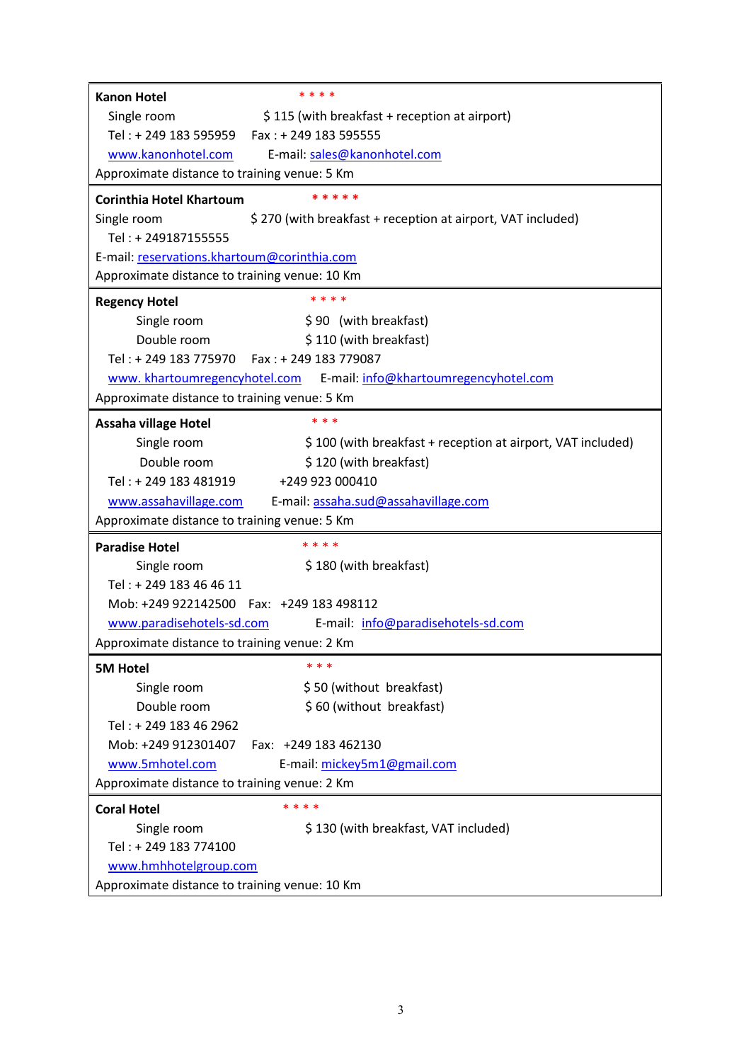**Kanon Hotel** * * * *

Single room $ 115 (with breakfast + reception at airport)

Tel : + 249 183 595959 Fax : + 249 183 595555

www.kanonhotel.com E-mail: sales@kanonhotel.com

Approximate distance to training venue: 5 Km

---

**Corinthia Hotel Khartoum** * * * * *

Single room $ 270 (with breakfast + reception at airport, VAT included)

Tel : + 249187155555

E-mail: reservations.khartoum@corinthia.com

Approximate distance to training venue: 10 Km

---

**Regency Hotel** * * * *

Single room $ 90 (with breakfast)

Double room $ 110 (with breakfast)

Tel : + 249 183 775970 Fax : + 249 183 779087

www. khartoumregencyhotel.com E-mail: info@khartoumregencyhotel.com

Approximate distance to training venue: 5 Km

---

**Assaha village Hotel** * * *

Single room $ 100 (with breakfast + reception at airport, VAT included)

Double room $ 120 (with breakfast)

Tel : + 249 183 481919 +249 923 000410

www.assahavillage.com E-mail: assaha.sud@assahavillage.com

Approximate distance to training venue: 5 Km

---

**Paradise Hotel** * * * *

Single room $ 180 (with breakfast)

Tel : + 249 183 46 46 11

Mob: +249 922142500 Fax: +249 183 498112

www.paradisehotels-sd.com E-mail: info@paradisehotels-sd.com

Approximate distance to training venue: 2 Km

---

**5M Hotel** * * *

Single room $ 50 (without breakfast)

Double room $ 60 (without breakfast)

Tel : + 249 183 46 2962

Mob: +249 912301407 Fax: +249 183 462130

www.5mhotel.com E-mail: mickey5m1@gmail.com

Approximate distance to training venue: 2 Km

---

**Coral Hotel** * * * *

Single room $ 130 (with breakfast, VAT included)

Tel : + 249 183 774100

www.hmhhotelgroup.com

Approximate distance to training venue: 10 Km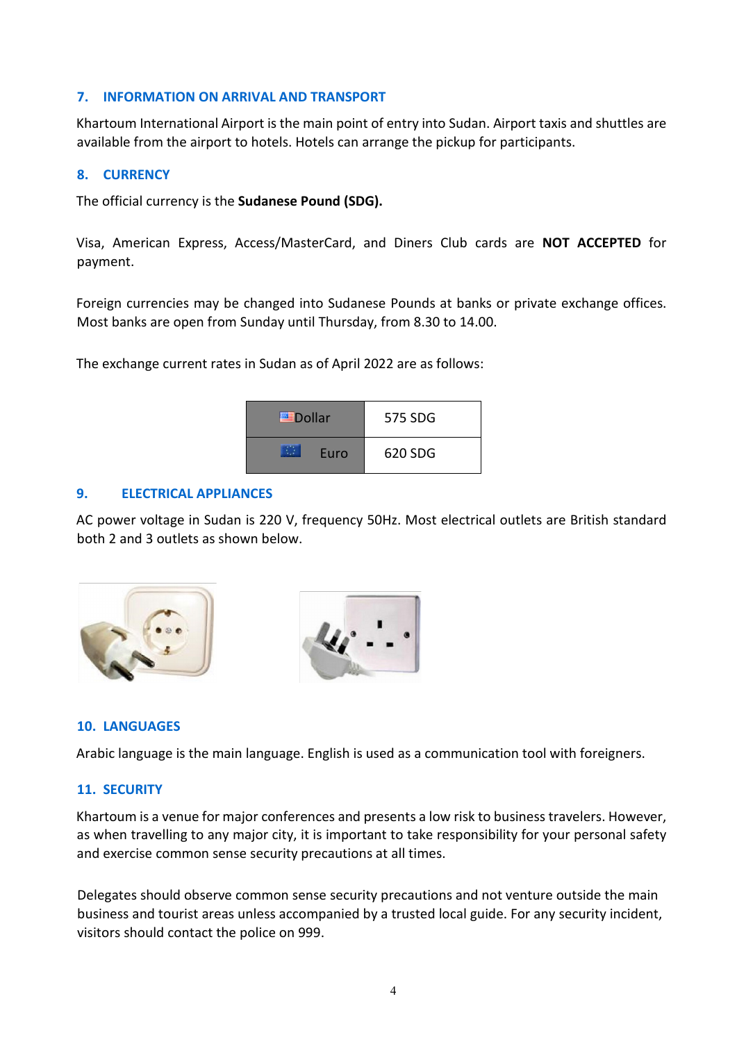## 7. INFORMATION ON ARRIVAL AND TRANSPORT

Khartoum International Airport is the main point of entry into Sudan. Airport taxis and shuttles are available from the airport to hotels. Hotels can arrange the pickup for participants.

## 8. CURRENCY

The official currency is the **Sudanese Pound (SDG).**

Visa, American Express, Access/MasterCard, and Diners Club cards are **NOT ACCEPTED** for payment.

Foreign currencies may be changed into Sudanese Pounds at banks or private exchange offices. Most banks are open from Sunday until Thursday, from 8.30 to 14.00.

The exchange current rates in Sudan as of April 2022 are as follows:

| Currency | Rate |
|---|---|
| Dollar | 575 SDG |
| Euro | 620 SDG |

## 9. ELECTRICAL APPLIANCES

AC power voltage in Sudan is 220 V, frequency 50Hz. Most electrical outlets are British standard both 2 and 3 outlets as shown below.

## 10. LANGUAGES

Arabic language is the main language. English is used as a communication tool with foreigners.

## 11. SECURITY

Khartoum is a venue for major conferences and presents a low risk to business travelers. However, as when travelling to any major city, it is important to take responsibility for your personal safety and exercise common sense security precautions at all times.

Delegates should observe common sense security precautions and not venture outside the main business and tourist areas unless accompanied by a trusted local guide. For any security incident, visitors should contact the police on 999.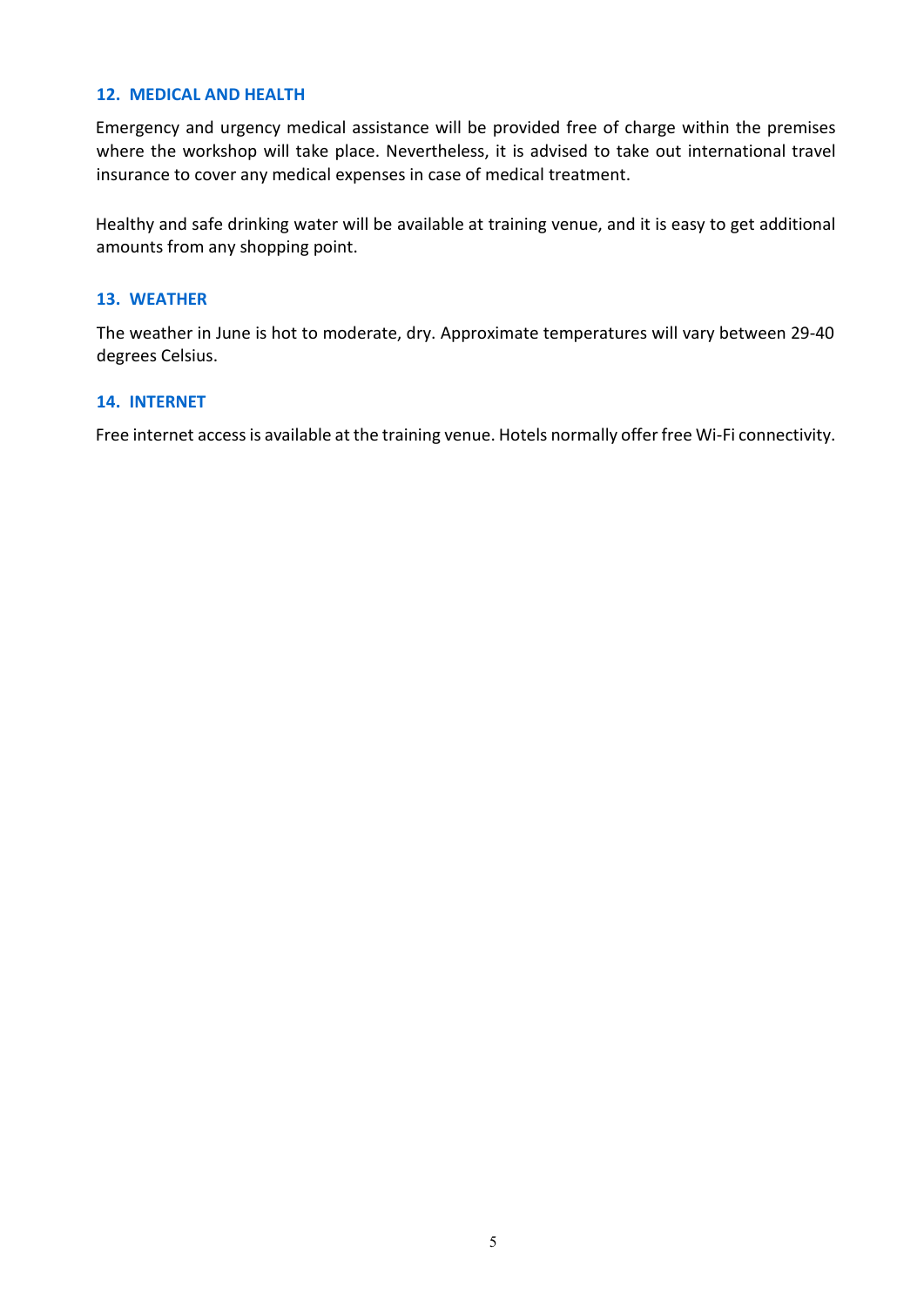## 12. MEDICAL AND HEALTH

Emergency and urgency medical assistance will be provided free of charge within the premises where the workshop will take place. Nevertheless, it is advised to take out international travel insurance to cover any medical expenses in case of medical treatment.

Healthy and safe drinking water will be available at training venue, and it is easy to get additional amounts from any shopping point.

## 13. WEATHER

The weather in June is hot to moderate, dry. Approximate temperatures will vary between 29-40 degrees Celsius.

## 14. INTERNET

Free internet access is available at the training venue. Hotels normally offer free Wi-Fi connectivity.